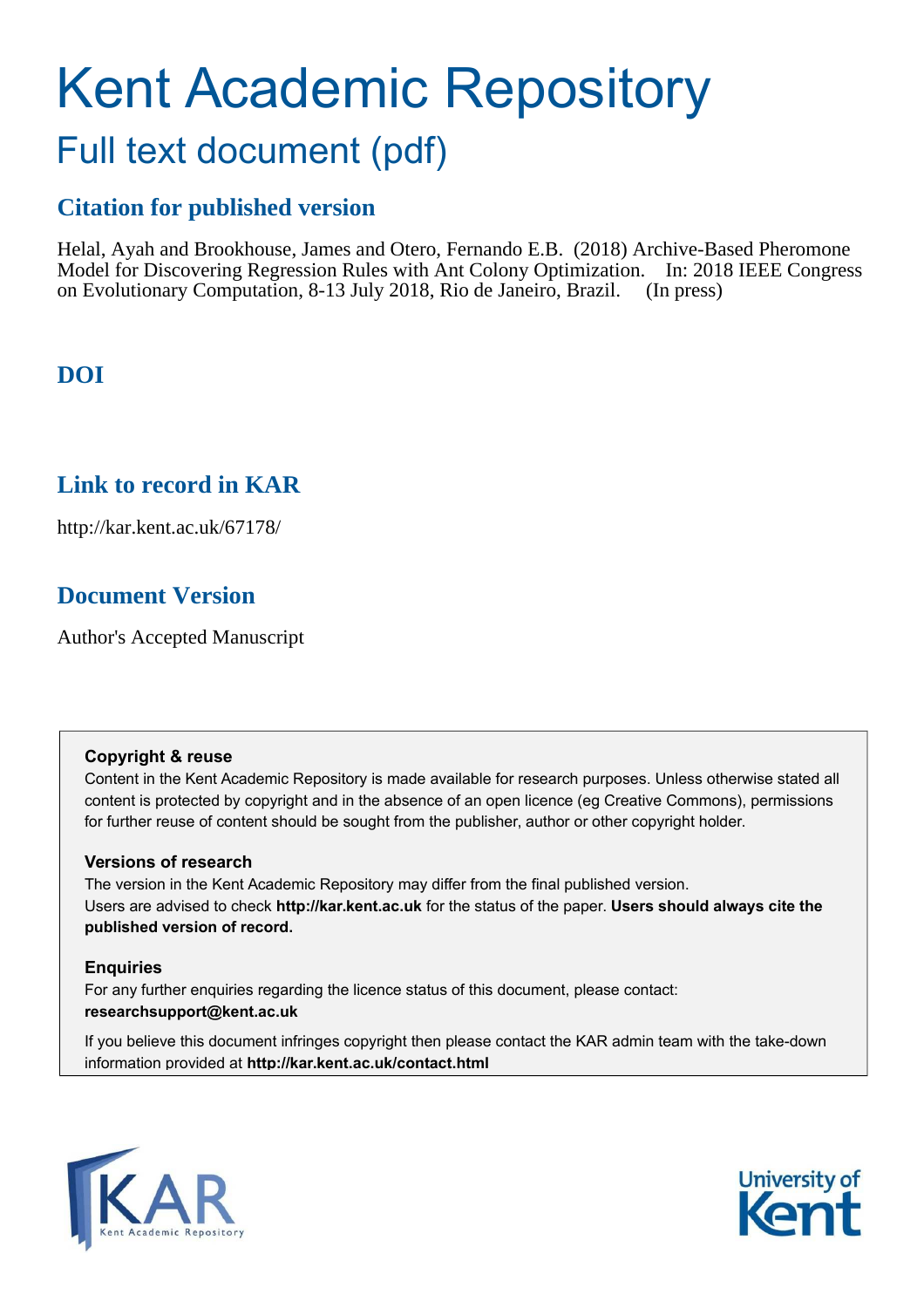# Kent Academic Repository

## Full text document (pdf)

### Citation for published version

Helal, Ayah and Brookhouse, James and Otero, Fernando E.B. (2018) Archive-Based Pheromone Model for Discovering Regression Rules with Ant Colony Optimization. In: 2018 IEEE Congress on Evolutionary Computation, 8-13 July 2018, Rio de Janeiro, Brazil. (In press)

### DOI

### Link to record in KAR

http://kar.kent.ac.uk/67178/

### Document Version

Author's Accepted Manuscript

**Copyright & reuse**

Content in the Kent Academic Repository is made available for research purposes. Unless otherwise stated all content is protected by copyright and in the absence of an open licence (eg Creative Commons), permissions for further reuse of content should be sought from the publisher, author or other copyright holder.

**Versions of research**

The version in the Kent Academic Repository may differ from the final published version. Users are advised to check **http://kar.kent.ac.uk** for the status of the paper. **Users should always cite the published version of record.**

**Enquiries**

For any further enquiries regarding the licence status of this document, please contact: **researchsupport@kent.ac.uk**

If you believe this document infringes copyright then please contact the KAR admin team with the take-down information provided at **http://kar.kent.ac.uk/contact.html**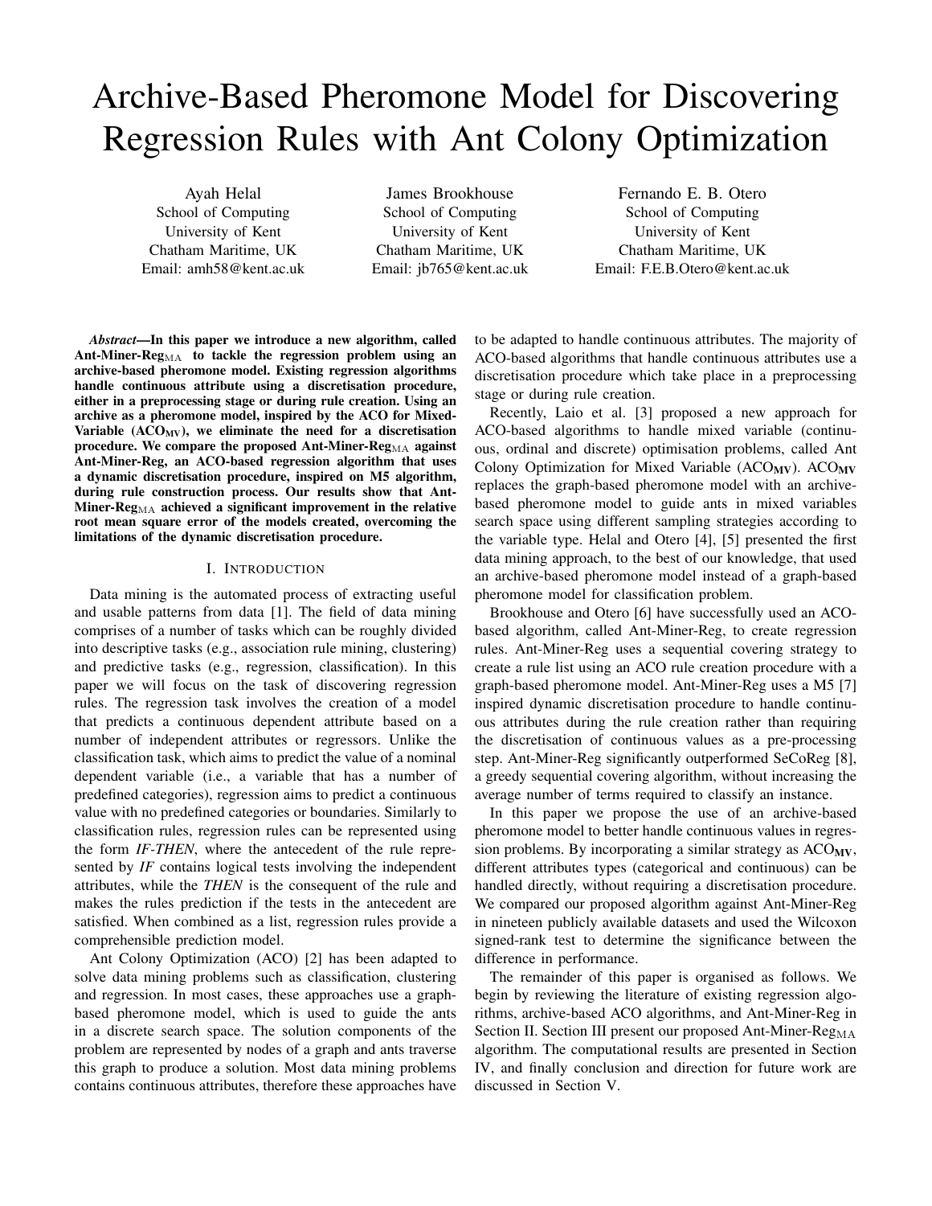# Archive-Based Pheromone Model for Discovering Regression Rules with Ant Colony Optimization

Ayah Helal
School of Computing
University of Kent
Chatham Maritime, UK
Email: amh58@kent.ac.uk

James Brookhouse
School of Computing
University of Kent
Chatham Maritime, UK
Email: jb765@kent.ac.uk

Fernando E. B. Otero
School of Computing
University of Kent
Chatham Maritime, UK
Email: F.E.B.Otero@kent.ac.uk

***Abstract*—In this paper we introduce a new algorithm, called Ant-Miner-Reg$_{\mathrm{MA}}$ to tackle the regression problem using an archive-based pheromone model. Existing regression algorithms handle continuous attribute using a discretisation procedure, either in a preprocessing stage or during rule creation. Using an archive as a pheromone model, inspired by the ACO for Mixed-Variable (ACO$_{\mathbf{MV}}$), we eliminate the need for a discretisation procedure. We compare the proposed Ant-Miner-Reg$_{\mathrm{MA}}$ against Ant-Miner-Reg, an ACO-based regression algorithm that uses a dynamic discretisation procedure, inspired on M5 algorithm, during rule construction process. Our results show that Ant-Miner-Reg$_{\mathrm{MA}}$ achieved a significant improvement in the relative root mean square error of the models created, overcoming the limitations of the dynamic discretisation procedure.**

## I. Introduction

Data mining is the automated process of extracting useful and usable patterns from data [1]. The field of data mining comprises of a number of tasks which can be roughly divided into descriptive tasks (e.g., association rule mining, clustering) and predictive tasks (e.g., regression, classification). In this paper we will focus on the task of discovering regression rules. The regression task involves the creation of a model that predicts a continuous dependent attribute based on a number of independent attributes or regressors. Unlike the classification task, which aims to predict the value of a nominal dependent variable (i.e., a variable that has a number of predefined categories), regression aims to predict a continuous value with no predefined categories or boundaries. Similarly to classification rules, regression rules can be represented using the form *IF-THEN*, where the antecedent of the rule represented by *IF* contains logical tests involving the independent attributes, while the *THEN* is the consequent of the rule and makes the rules prediction if the tests in the antecedent are satisfied. When combined as a list, regression rules provide a comprehensible prediction model.

Ant Colony Optimization (ACO) [2] has been adapted to solve data mining problems such as classification, clustering and regression. In most cases, these approaches use a graph-based pheromone model, which is used to guide the ants in a discrete search space. The solution components of the problem are represented by nodes of a graph and ants traverse this graph to produce a solution. Most data mining problems contains continuous attributes, therefore these approaches have to be adapted to handle continuous attributes. The majority of ACO-based algorithms that handle continuous attributes use a discretisation procedure which take place in a preprocessing stage or during rule creation.

Recently, Laio et al. [3] proposed a new approach for ACO-based algorithms to handle mixed variable (continuous, ordinal and discrete) optimisation problems, called Ant Colony Optimization for Mixed Variable (ACO$_{\mathbf{MV}}$). ACO$_{\mathbf{MV}}$ replaces the graph-based pheromone model with an archive-based pheromone model to guide ants in mixed variables search space using different sampling strategies according to the variable type. Helal and Otero [4], [5] presented the first data mining approach, to the best of our knowledge, that used an archive-based pheromone model instead of a graph-based pheromone model for classification problem.

Brookhouse and Otero [6] have successfully used an ACO-based algorithm, called Ant-Miner-Reg, to create regression rules. Ant-Miner-Reg uses a sequential covering strategy to create a rule list using an ACO rule creation procedure with a graph-based pheromone model. Ant-Miner-Reg uses a M5 [7] inspired dynamic discretisation procedure to handle continuous attributes during the rule creation rather than requiring the discretisation of continuous values as a pre-processing step. Ant-Miner-Reg significantly outperformed SeCoReg [8], a greedy sequential covering algorithm, without increasing the average number of terms required to classify an instance.

In this paper we propose the use of an archive-based pheromone model to better handle continuous values in regression problems. By incorporating a similar strategy as ACO$_{\mathbf{MV}}$, different attributes types (categorical and continuous) can be handled directly, without requiring a discretisation procedure. We compared our proposed algorithm against Ant-Miner-Reg in nineteen publicly available datasets and used the Wilcoxon signed-rank test to determine the significance between the difference in performance.

The remainder of this paper is organised as follows. We begin by reviewing the literature of existing regression algorithms, archive-based ACO algorithms, and Ant-Miner-Reg in Section II. Section III present our proposed Ant-Miner-Reg$_{\mathrm{MA}}$ algorithm. The computational results are presented in Section IV, and finally conclusion and direction for future work are discussed in Section V.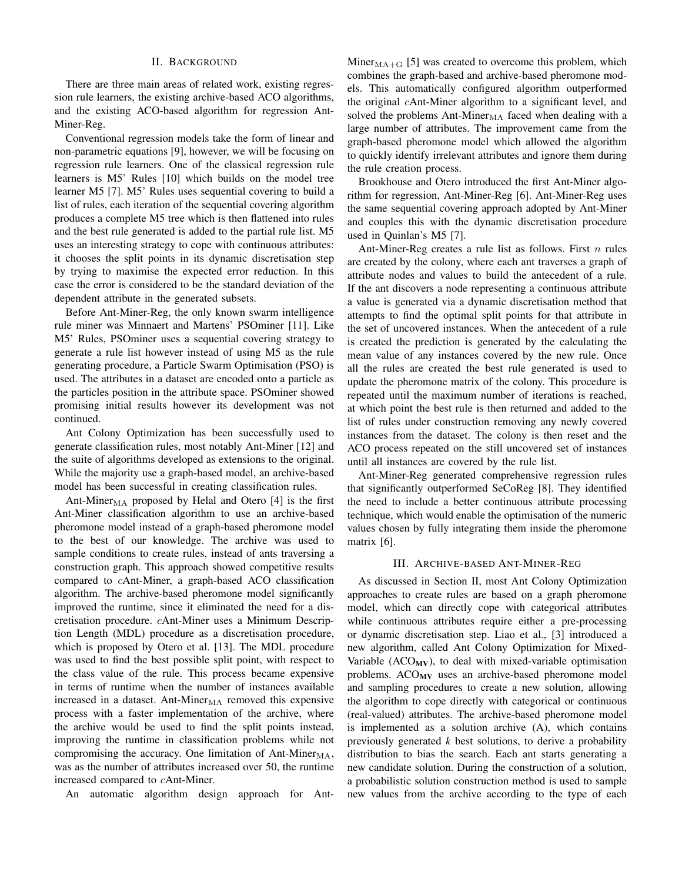## II. Background

There are three main areas of related work, existing regression rule learners, the existing archive-based ACO algorithms, and the existing ACO-based algorithm for regression Ant-Miner-Reg.

Conventional regression models take the form of linear and non-parametric equations [9], however, we will be focusing on regression rule learners. One of the classical regression rule learners is M5' Rules [10] which builds on the model tree learner M5 [7]. M5' Rules uses sequential covering to build a list of rules, each iteration of the sequential covering algorithm produces a complete M5 tree which is then flattened into rules and the best rule generated is added to the partial rule list. M5 uses an interesting strategy to cope with continuous attributes: it chooses the split points in its dynamic discretisation step by trying to maximise the expected error reduction. In this case the error is considered to be the standard deviation of the dependent attribute in the generated subsets.

Before Ant-Miner-Reg, the only known swarm intelligence rule miner was Minnaert and Martens' PSOminer [11]. Like M5' Rules, PSOminer uses a sequential covering strategy to generate a rule list however instead of using M5 as the rule generating procedure, a Particle Swarm Optimisation (PSO) is used. The attributes in a dataset are encoded onto a particle as the particles position in the attribute space. PSOminer showed promising initial results however its development was not continued.

Ant Colony Optimization has been successfully used to generate classification rules, most notably Ant-Miner [12] and the suite of algorithms developed as extensions to the original. While the majority use a graph-based model, an archive-based model has been successful in creating classification rules.

Ant-Miner$_{\mathrm{MA}}$ proposed by Helal and Otero [4] is the first Ant-Miner classification algorithm to use an archive-based pheromone model instead of a graph-based pheromone model to the best of our knowledge. The archive was used to sample conditions to create rules, instead of ants traversing a construction graph. This approach showed competitive results compared to $c$Ant-Miner, a graph-based ACO classification algorithm. The archive-based pheromone model significantly improved the runtime, since it eliminated the need for a discretisation procedure. $c$Ant-Miner uses a Minimum Description Length (MDL) procedure as a discretisation procedure, which is proposed by Otero et al. [13]. The MDL procedure was used to find the best possible split point, with respect to the class value of the rule. This process became expensive in terms of runtime when the number of instances available increased in a dataset. Ant-Miner$_{\mathrm{MA}}$ removed this expensive process with a faster implementation of the archive, where the archive would be used to find the split points instead, improving the runtime in classification problems while not compromising the accuracy. One limitation of Ant-Miner$_{\mathrm{MA}}$, was as the number of attributes increased over 50, the runtime increased compared to $c$Ant-Miner.

An automatic algorithm design approach for Ant-Miner$_{\mathrm{MA+G}}$ [5] was created to overcome this problem, which combines the graph-based and archive-based pheromone models. This automatically configured algorithm outperformed the original $c$Ant-Miner algorithm to a significant level, and solved the problems Ant-Miner$_{\mathrm{MA}}$ faced when dealing with a large number of attributes. The improvement came from the graph-based pheromone model which allowed the algorithm to quickly identify irrelevant attributes and ignore them during the rule creation process.

Brookhouse and Otero introduced the first Ant-Miner algorithm for regression, Ant-Miner-Reg [6]. Ant-Miner-Reg uses the same sequential covering approach adopted by Ant-Miner and couples this with the dynamic discretisation procedure used in Quinlan's M5 [7].

Ant-Miner-Reg creates a rule list as follows. First $n$ rules are created by the colony, where each ant traverses a graph of attribute nodes and values to build the antecedent of a rule. If the ant discovers a node representing a continuous attribute a value is generated via a dynamic discretisation method that attempts to find the optimal split points for that attribute in the set of uncovered instances. When the antecedent of a rule is created the prediction is generated by the calculating the mean value of any instances covered by the new rule. Once all the rules are created the best rule generated is used to update the pheromone matrix of the colony. This procedure is repeated until the maximum number of iterations is reached, at which point the best rule is then returned and added to the list of rules under construction removing any newly covered instances from the dataset. The colony is then reset and the ACO process repeated on the still uncovered set of instances until all instances are covered by the rule list.

Ant-Miner-Reg generated comprehensive regression rules that significantly outperformed SeCoReg [8]. They identified the need to include a better continuous attribute processing technique, which would enable the optimisation of the numeric values chosen by fully integrating them inside the pheromone matrix [6].

## III. Archive-based Ant-Miner-Reg

As discussed in Section II, most Ant Colony Optimization approaches to create rules are based on a graph pheromone model, which can directly cope with categorical attributes while continuous attributes require either a pre-processing or dynamic discretisation step. Liao et al., [3] introduced a new algorithm, called Ant Colony Optimization for Mixed-Variable (ACO$_{\mathbf{MV}}$), to deal with mixed-variable optimisation problems. ACO$_{\mathbf{MV}}$ uses an archive-based pheromone model and sampling procedures to create a new solution, allowing the algorithm to cope directly with categorical or continuous (real-valued) attributes. The archive-based pheromone model is implemented as a solution archive (A), which contains previously generated *k* best solutions, to derive a probability distribution to bias the search. Each ant starts generating a new candidate solution. During the construction of a solution, a probabilistic solution construction method is used to sample new values from the archive according to the type of each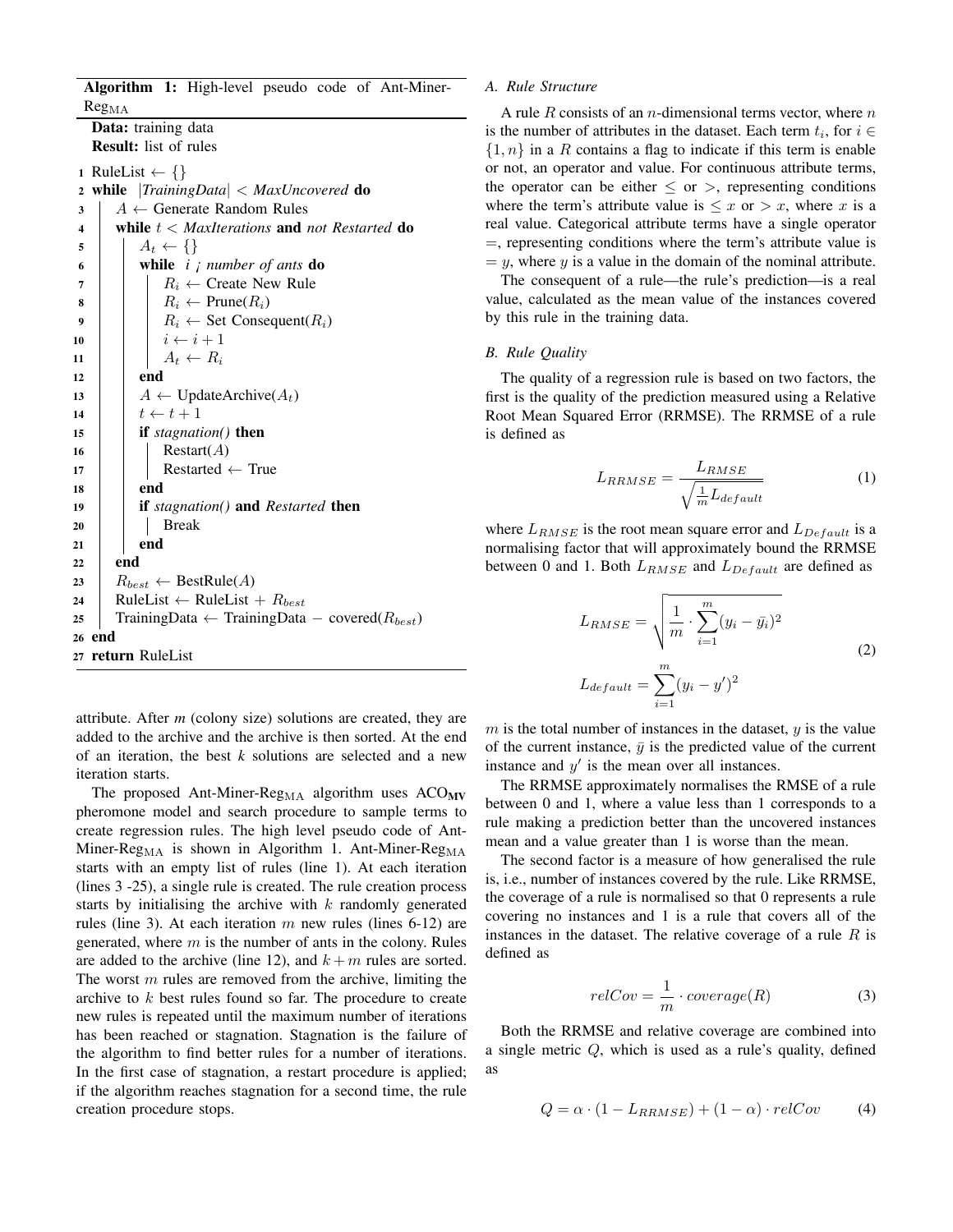**Algorithm 1:** High-level pseudo code of Ant-Miner-Reg$_{\text{MA}}$

**Data:** training data
**Result:** list of rules

```
1  RuleList ← {}
2  while |TrainingData| < MaxUncovered do
3      A ← Generate Random Rules
4      while t < MaxIterations and not Restarted do
5          A_t ← {}
6          while i ¡ number of ants do
7              R_i ← Create New Rule
8              R_i ← Prune(R_i)
9              R_i ← Set Consequent(R_i)
10             i ← i + 1
11             A_t ← R_i
12         end
13         A ← UpdateArchive(A_t)
14         t ← t + 1
15         if stagnation() then
16             Restart(A)
17             Restarted ← True
18         end
19         if stagnation() and Restarted then
20             Break
21         end
22     end
23     R_best ← BestRule(A)
24     RuleList ← RuleList + R_best
25     TrainingData ← TrainingData − covered(R_best)
26 end
27 return RuleList
```

attribute. After *m* (colony size) solutions are created, they are added to the archive and the archive is then sorted. At the end of an iteration, the best *k* solutions are selected and a new iteration starts.

The proposed Ant-Miner-Reg$_{\text{MA}}$ algorithm uses ACO$_{\textbf{MV}}$ pheromone model and search procedure to sample terms to create regression rules. The high level pseudo code of Ant-Miner-Reg$_{\text{MA}}$ is shown in Algorithm 1. Ant-Miner-Reg$_{\text{MA}}$ starts with an empty list of rules (line 1). At each iteration (lines 3 -25), a single rule is created. The rule creation process starts by initialising the archive with $k$ randomly generated rules (line 3). At each iteration $m$ new rules (lines 6-12) are generated, where $m$ is the number of ants in the colony. Rules are added to the archive (line 12), and $k+m$ rules are sorted. The worst $m$ rules are removed from the archive, limiting the archive to $k$ best rules found so far. The procedure to create new rules is repeated until the maximum number of iterations has been reached or stagnation. Stagnation is the failure of the algorithm to find better rules for a number of iterations. In the first case of stagnation, a restart procedure is applied; if the algorithm reaches stagnation for a second time, the rule creation procedure stops.

### A. Rule Structure

A rule $R$ consists of an $n$-dimensional terms vector, where $n$ is the number of attributes in the dataset. Each term $t_i$, for $i \in \{1, n\}$ in a $R$ contains a flag to indicate if this term is enable or not, an operator and value. For continuous attribute terms, the operator can be either $\leq$ or $>$, representing conditions where the term's attribute value is $\leq x$ or $> x$, where $x$ is a real value. Categorical attribute terms have a single operator $=$, representing conditions where the term's attribute value is $= y$, where $y$ is a value in the domain of the nominal attribute.

The consequent of a rule—the rule's prediction—is a real value, calculated as the mean value of the instances covered by this rule in the training data.

### B. Rule Quality

The quality of a regression rule is based on two factors, the first is the quality of the prediction measured using a Relative Root Mean Squared Error (RRMSE). The RRMSE of a rule is defined as

$$L_{RRMSE} = \frac{L_{RMSE}}{\sqrt{\frac{1}{m} L_{default}}} \tag{1}$$

where $L_{RMSE}$ is the root mean square error and $L_{Default}$ is a normalising factor that will approximately bound the RRMSE between 0 and 1. Both $L_{RMSE}$ and $L_{Default}$ are defined as

$$\begin{aligned} L_{RMSE} &= \sqrt{\frac{1}{m} \cdot \sum_{i=1}^{m} (y_i - \bar{y_i})^2} \\ L_{default} &= \sum_{i=1}^{m} (y_i - y')^2 \end{aligned} \tag{2}$$

$m$ is the total number of instances in the dataset, $y$ is the value of the current instance, $\bar{y}$ is the predicted value of the current instance and $y'$ is the mean over all instances.

The RRMSE approximately normalises the RMSE of a rule between 0 and 1, where a value less than 1 corresponds to a rule making a prediction better than the uncovered instances mean and a value greater than 1 is worse than the mean.

The second factor is a measure of how generalised the rule is, i.e., number of instances covered by the rule. Like RRMSE, the coverage of a rule is normalised so that 0 represents a rule covering no instances and 1 is a rule that covers all of the instances in the dataset. The relative coverage of a rule $R$ is defined as

$$relCov = \frac{1}{m} \cdot coverage(R) \tag{3}$$

Both the RRMSE and relative coverage are combined into a single metric $Q$, which is used as a rule's quality, defined as

$$Q = \alpha \cdot (1 - L_{RRMSE}) + (1 - \alpha) \cdot relCov \tag{4}$$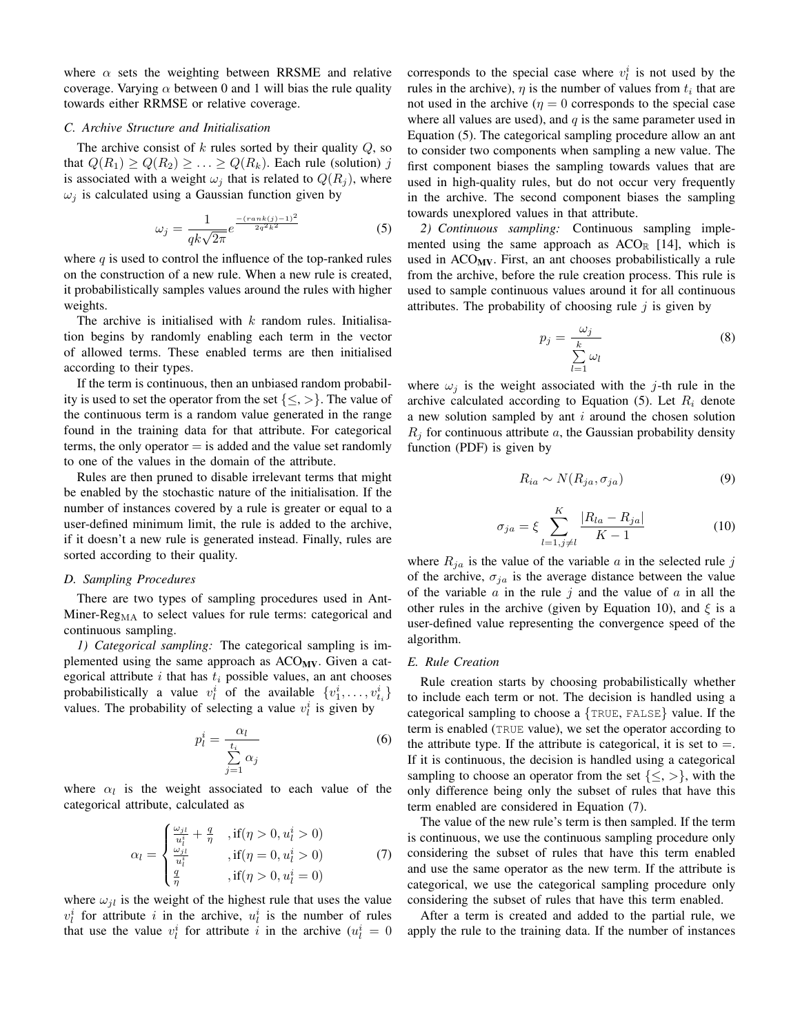where $\alpha$ sets the weighting between RRSME and relative coverage. Varying $\alpha$ between 0 and 1 will bias the rule quality towards either RRMSE or relative coverage.

### C. Archive Structure and Initialisation

The archive consist of $k$ rules sorted by their quality $Q$, so that $Q(R_1) \geq Q(R_2) \geq \ldots \geq Q(R_k)$. Each rule (solution) $j$ is associated with a weight $\omega_j$ that is related to $Q(R_j)$, where $\omega_j$ is calculated using a Gaussian function given by

$$\omega_j = \frac{1}{qk\sqrt{2\pi}} e^{\frac{-(rank(j)-1)^2}{2q^2k^2}} \tag{5}$$

where $q$ is used to control the influence of the top-ranked rules on the construction of a new rule. When a new rule is created, it probabilistically samples values around the rules with higher weights.

The archive is initialised with $k$ random rules. Initialisation begins by randomly enabling each term in the vector of allowed terms. These enabled terms are then initialised according to their types.

If the term is continuous, then an unbiased random probability is used to set the operator from the set $\{\leq, >\}$. The value of the continuous term is a random value generated in the range found in the training data for that attribute. For categorical terms, the only operator $=$ is added and the value set randomly to one of the values in the domain of the attribute.

Rules are then pruned to disable irrelevant terms that might be enabled by the stochastic nature of the initialisation. If the number of instances covered by a rule is greater or equal to a user-defined minimum limit, the rule is added to the archive, if it doesn't a new rule is generated instead. Finally, rules are sorted according to their quality.

### D. Sampling Procedures

There are two types of sampling procedures used in Ant-Miner-Reg$_{\text{MA}}$ to select values for rule terms: categorical and continuous sampling.

*1) Categorical sampling:* The categorical sampling is implemented using the same approach as ACO$_{\mathbf{MV}}$. Given a categorical attribute $i$ that has $t_i$ possible values, an ant chooses probabilistically a value $v_l^i$ of the available $\{v_1^i, \ldots, v_{t_i}^i\}$ values. The probability of selecting a value $v_l^i$ is given by

$$p_l^i = \frac{\alpha_l}{\sum_{j=1}^{t_i} \alpha_j} \tag{6}$$

where $\alpha_l$ is the weight associated to each value of the categorical attribute, calculated as

$$\alpha_l = \begin{cases} \frac{\omega_{jl}}{u_l^i} + \frac{q}{\eta} & ,\text{if}(\eta > 0, u_l^i > 0) \\ \frac{\omega_{jl}}{u_l^i} & ,\text{if}(\eta = 0, u_l^i > 0) \\ \frac{q}{\eta} & ,\text{if}(\eta > 0, u_l^i = 0) \end{cases} \tag{7}$$

where $\omega_{jl}$ is the weight of the highest rule that uses the value $v_l^i$ for attribute $i$ in the archive, $u_l^i$ is the number of rules that use the value $v_l^i$ for attribute $i$ in the archive ($u_l^i = 0$ corresponds to the special case where $v_l^i$ is not used by the rules in the archive), $\eta$ is the number of values from $t_i$ that are not used in the archive ($\eta = 0$ corresponds to the special case where all values are used), and $q$ is the same parameter used in Equation (5). The categorical sampling procedure allow an ant to consider two components when sampling a new value. The first component biases the sampling towards values that are used in high-quality rules, but do not occur very frequently in the archive. The second component biases the sampling towards unexplored values in that attribute.

*2) Continuous sampling:* Continuous sampling implemented using the same approach as ACO$_{\mathbb{R}}$ [14], which is used in ACO$_{\mathbf{MV}}$. First, an ant chooses probabilistically a rule from the archive, before the rule creation process. This rule is used to sample continuous values around it for all continuous attributes. The probability of choosing rule $j$ is given by

$$p_j = \frac{\omega_j}{\sum_{l=1}^{k} \omega_l} \tag{8}$$

where $\omega_j$ is the weight associated with the $j$-th rule in the archive calculated according to Equation (5). Let $R_i$ denote a new solution sampled by ant $i$ around the chosen solution $R_j$ for continuous attribute $a$, the Gaussian probability density function (PDF) is given by

$$R_{ia} \sim N(R_{ja}, \sigma_{ja}) \tag{9}$$

$$\sigma_{ja} = \xi \sum_{l=1, j\neq l}^{K} \frac{|R_{la} - R_{ja}|}{K-1} \tag{10}$$

where $R_{ja}$ is the value of the variable $a$ in the selected rule $j$ of the archive, $\sigma_{ja}$ is the average distance between the value of the variable $a$ in the rule $j$ and the value of $a$ in all the other rules in the archive (given by Equation 10), and $\xi$ is a user-defined value representing the convergence speed of the algorithm.

### E. Rule Creation

Rule creation starts by choosing probabilistically whether to include each term or not. The decision is handled using a categorical sampling to choose a $\{$`TRUE`, `FALSE`$\}$ value. If the term is enabled (`TRUE` value), we set the operator according to the attribute type. If the attribute is categorical, it is set to $=$. If it is continuous, the decision is handled using a categorical sampling to choose an operator from the set $\{\leq, >\}$, with the only difference being only the subset of rules that have this term enabled are considered in Equation (7).

The value of the new rule's term is then sampled. If the term is continuous, we use the continuous sampling procedure only considering the subset of rules that have this term enabled and use the same operator as the new term. If the attribute is categorical, we use the categorical sampling procedure only considering the subset of rules that have this term enabled.

After a term is created and added to the partial rule, we apply the rule to the training data. If the number of instances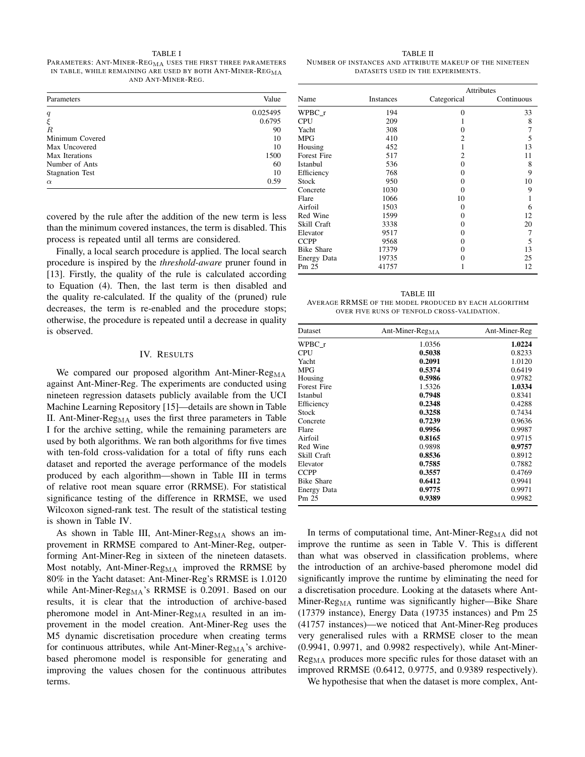TABLE I
PARAMETERS: ANT-MINER-REG$_{MA}$ USES THE FIRST THREE PARAMETERS IN TABLE, WHILE REMAINING ARE USED BY BOTH ANT-MINER-REG$_{MA}$ AND ANT-MINER-REG.

| Parameters | Value |
|---|---|
| $q$ | 0.025495 |
| $\xi$ | 0.6795 |
| $R$ | 90 |
| Minimum Covered | 10 |
| Max Uncovered | 10 |
| Max Iterations | 1500 |
| Number of Ants | 60 |
| Stagnation Test | 10 |
| $\alpha$ | 0.59 |

covered by the rule after the addition of the new term is less than the minimum covered instances, the term is disabled. This process is repeated until all terms are considered.

Finally, a local search procedure is applied. The local search procedure is inspired by the *threshold-aware* pruner found in [13]. Firstly, the quality of the rule is calculated according to Equation (4). Then, the last term is then disabled and the quality re-calculated. If the quality of the (pruned) rule decreases, the term is re-enabled and the procedure stops; otherwise, the procedure is repeated until a decrease in quality is observed.

## IV. RESULTS

We compared our proposed algorithm Ant-Miner-Reg$_{MA}$ against Ant-Miner-Reg. The experiments are conducted using nineteen regression datasets publicly available from the UCI Machine Learning Repository [15]—details are shown in Table II. Ant-Miner-Reg$_{MA}$ uses the first three parameters in Table I for the archive setting, while the remaining parameters are used by both algorithms. We ran both algorithms for five times with ten-fold cross-validation for a total of fifty runs each dataset and reported the average performance of the models produced by each algorithm—shown in Table III in terms of relative root mean square error (RRMSE). For statistical significance testing of the difference in RRMSE, we used Wilcoxon signed-rank test. The result of the statistical testing is shown in Table IV.

As shown in Table III, Ant-Miner-Reg$_{MA}$ shows an improvement in RRMSE compared to Ant-Miner-Reg, outperforming Ant-Miner-Reg in sixteen of the nineteen datasets. Most notably, Ant-Miner-Reg$_{MA}$ improved the RRMSE by 80% in the Yacht dataset: Ant-Miner-Reg's RRMSE is 1.0120 while Ant-Miner-Reg$_{MA}$'s RRMSE is 0.2091. Based on our results, it is clear that the introduction of archive-based pheromone model in Ant-Miner-Reg$_{MA}$ resulted in an improvement in the model creation. Ant-Miner-Reg uses the M5 dynamic discretisation procedure when creating terms for continuous attributes, while Ant-Miner-Reg$_{MA}$'s archive-based pheromone model is responsible for generating and improving the values chosen for the continuous attributes terms.

TABLE II
NUMBER OF INSTANCES AND ATTRIBUTE MAKEUP OF THE NINETEEN DATASETS USED IN THE EXPERIMENTS.

| | | Attributes | |
|---|---|---|---|
| Name | Instances | Categorical | Continuous |
| WPBC_r | 194 | 0 | 33 |
| CPU | 209 | 1 | 8 |
| Yacht | 308 | 0 | 7 |
| MPG | 410 | 2 | 5 |
| Housing | 452 | 1 | 13 |
| Forest Fire | 517 | 2 | 11 |
| Istanbul | 536 | 0 | 8 |
| Efficiency | 768 | 0 | 9 |
| Stock | 950 | 0 | 10 |
| Concrete | 1030 | 0 | 9 |
| Flare | 1066 | 10 | 1 |
| Airfoil | 1503 | 0 | 6 |
| Red Wine | 1599 | 0 | 12 |
| Skill Craft | 3338 | 0 | 20 |
| Elevator | 9517 | 0 | 7 |
| CCPP | 9568 | 0 | 5 |
| Bike Share | 17379 | 0 | 13 |
| Energy Data | 19735 | 0 | 25 |
| Pm 25 | 41757 | 1 | 12 |

TABLE III
AVERAGE RRMSE OF THE MODEL PRODUCED BY EACH ALGORITHM OVER FIVE RUNS OF TENFOLD CROSS-VALIDATION.

| Dataset | Ant-Miner-Reg$_{MA}$ | Ant-Miner-Reg |
|---|---|---|
| WPBC_r | 1.0356 | **1.0224** |
| CPU | **0.5038** | 0.8233 |
| Yacht | **0.2091** | 1.0120 |
| MPG | **0.5374** | 0.6419 |
| Housing | **0.5986** | 0.9782 |
| Forest Fire | 1.5326 | **1.0334** |
| Istanbul | **0.7948** | 0.8341 |
| Efficiency | **0.2348** | 0.4288 |
| Stock | **0.3258** | 0.7434 |
| Concrete | **0.7239** | 0.9636 |
| Flare | **0.9956** | 0.9987 |
| Airfoil | **0.8165** | 0.9715 |
| Red Wine | 0.9898 | **0.9757** |
| Skill Craft | **0.8536** | 0.8912 |
| Elevator | **0.7585** | 0.7882 |
| CCPP | **0.3557** | 0.4769 |
| Bike Share | **0.6412** | 0.9941 |
| Energy Data | **0.9775** | 0.9971 |
| Pm 25 | **0.9389** | 0.9982 |

In terms of computational time, Ant-Miner-Reg$_{MA}$ did not improve the runtime as seen in Table V. This is different than what was observed in classification problems, where the introduction of an archive-based pheromone model did significantly improve the runtime by eliminating the need for a discretisation procedure. Looking at the datasets where Ant-Miner-Reg$_{MA}$ runtime was significantly higher—Bike Share (17379 instance), Energy Data (19735 instances) and Pm 25 (41757 instances)—we noticed that Ant-Miner-Reg produces very generalised rules with a RRMSE closer to the mean (0.9941, 0.9971, and 0.9982 respectively), while Ant-Miner-Reg$_{MA}$ produces more specific rules for those dataset with an improved RRMSE (0.6412, 0.9775, and 0.9389 respectively).

We hypothesise that when the dataset is more complex, Ant-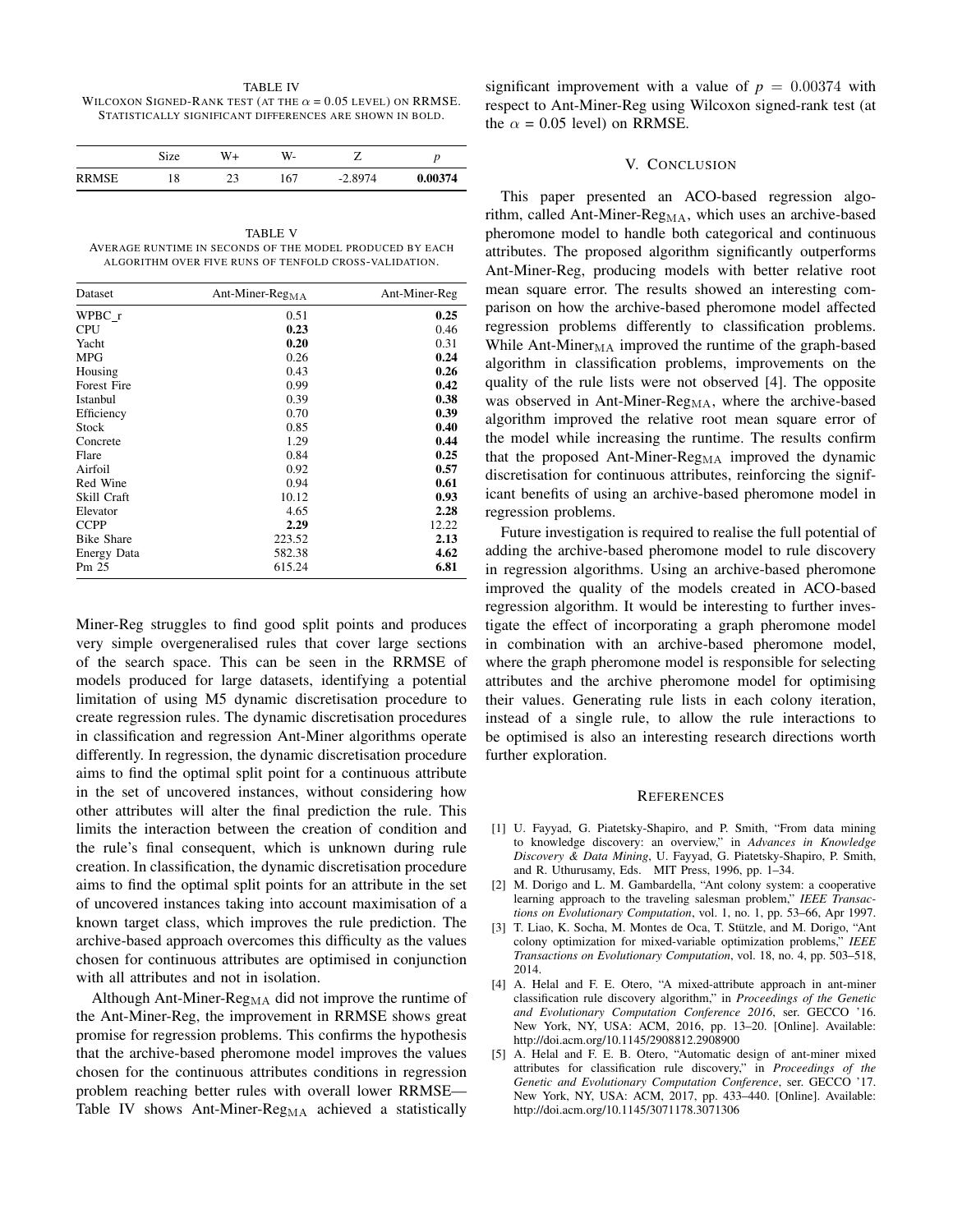TABLE IV
WILCOXON SIGNED-RANK TEST (AT THE $\alpha$ = 0.05 LEVEL) ON RRMSE. STATISTICALLY SIGNIFICANT DIFFERENCES ARE SHOWN IN BOLD.

| | Size | W+ | W- | Z | $p$ |
|---|---|---|---|---|---|
| RRMSE | 18 | 23 | 167 | -2.8974 | **0.00374** |

TABLE V
AVERAGE RUNTIME IN SECONDS OF THE MODEL PRODUCED BY EACH ALGORITHM OVER FIVE RUNS OF TENFOLD CROSS-VALIDATION.

| Dataset | Ant-Miner-Reg$_{\mathrm{MA}}$ | Ant-Miner-Reg |
|---|---|---|
| WPBC_r | 0.51 | **0.25** |
| CPU | **0.23** | 0.46 |
| Yacht | **0.20** | 0.31 |
| MPG | 0.26 | **0.24** |
| Housing | 0.43 | **0.26** |
| Forest Fire | 0.99 | **0.42** |
| Istanbul | 0.39 | **0.38** |
| Efficiency | 0.70 | **0.39** |
| Stock | 0.85 | **0.40** |
| Concrete | 1.29 | **0.44** |
| Flare | 0.84 | **0.25** |
| Airfoil | 0.92 | **0.57** |
| Red Wine | 0.94 | **0.61** |
| Skill Craft | 10.12 | **0.93** |
| Elevator | 4.65 | **2.28** |
| CCPP | **2.29** | 12.22 |
| Bike Share | 223.52 | **2.13** |
| Energy Data | 582.38 | **4.62** |
| Pm 25 | 615.24 | **6.81** |

Miner-Reg struggles to find good split points and produces very simple overgeneralised rules that cover large sections of the search space. This can be seen in the RRMSE of models produced for large datasets, identifying a potential limitation of using M5 dynamic discretisation procedure to create regression rules. The dynamic discretisation procedures in classification and regression Ant-Miner algorithms operate differently. In regression, the dynamic discretisation procedure aims to find the optimal split point for a continuous attribute in the set of uncovered instances, without considering how other attributes will alter the final prediction the rule. This limits the interaction between the creation of condition and the rule's final consequent, which is unknown during rule creation. In classification, the dynamic discretisation procedure aims to find the optimal split points for an attribute in the set of uncovered instances taking into account maximisation of a known target class, which improves the rule prediction. The archive-based approach overcomes this difficulty as the values chosen for continuous attributes are optimised in conjunction with all attributes and not in isolation.

Although Ant-Miner-Reg$_{\mathrm{MA}}$ did not improve the runtime of the Ant-Miner-Reg, the improvement in RRMSE shows great promise for regression problems. This confirms the hypothesis that the archive-based pheromone model improves the values chosen for the continuous attributes conditions in regression problem reaching better rules with overall lower RRMSE—Table IV shows Ant-Miner-Reg$_{\mathrm{MA}}$ achieved a statistically significant improvement with a value of $p = 0.00374$ with respect to Ant-Miner-Reg using Wilcoxon signed-rank test (at the $\alpha$ = 0.05 level) on RRMSE.

## V. CONCLUSION

This paper presented an ACO-based regression algorithm, called Ant-Miner-Reg$_{\mathrm{MA}}$, which uses an archive-based pheromone model to handle both categorical and continuous attributes. The proposed algorithm significantly outperforms Ant-Miner-Reg, producing models with better relative root mean square error. The results showed an interesting comparison on how the archive-based pheromone model affected regression problems differently to classification problems. While Ant-Miner$_{\mathrm{MA}}$ improved the runtime of the graph-based algorithm in classification problems, improvements on the quality of the rule lists were not observed [4]. The opposite was observed in Ant-Miner-Reg$_{\mathrm{MA}}$, where the archive-based algorithm improved the relative root mean square error of the model while increasing the runtime. The results confirm that the proposed Ant-Miner-Reg$_{\mathrm{MA}}$ improved the dynamic discretisation for continuous attributes, reinforcing the significant benefits of using an archive-based pheromone model in regression problems.

Future investigation is required to realise the full potential of adding the archive-based pheromone model to rule discovery in regression algorithms. Using an archive-based pheromone improved the quality of the models created in ACO-based regression algorithm. It would be interesting to further investigate the effect of incorporating a graph pheromone model in combination with an archive-based pheromone model, where the graph pheromone model is responsible for selecting attributes and the archive pheromone model for optimising their values. Generating rule lists in each colony iteration, instead of a single rule, to allow the rule interactions to be optimised is also an interesting research directions worth further exploration.

## REFERENCES

[1] U. Fayyad, G. Piatetsky-Shapiro, and P. Smith, "From data mining to knowledge discovery: an overview," in *Advances in Knowledge Discovery & Data Mining*, U. Fayyad, G. Piatetsky-Shapiro, P. Smith, and R. Uthurusamy, Eds. MIT Press, 1996, pp. 1–34.

[2] M. Dorigo and L. M. Gambardella, "Ant colony system: a cooperative learning approach to the traveling salesman problem," *IEEE Transactions on Evolutionary Computation*, vol. 1, no. 1, pp. 53–66, Apr 1997.

[3] T. Liao, K. Socha, M. Montes de Oca, T. Stützle, and M. Dorigo, "Ant colony optimization for mixed-variable optimization problems," *IEEE Transactions on Evolutionary Computation*, vol. 18, no. 4, pp. 503–518, 2014.

[4] A. Helal and F. E. Otero, "A mixed-attribute approach in ant-miner classification rule discovery algorithm," in *Proceedings of the Genetic and Evolutionary Computation Conference 2016*, ser. GECCO '16. New York, NY, USA: ACM, 2016, pp. 13–20. [Online]. Available: http://doi.acm.org/10.1145/2908812.2908900

[5] A. Helal and F. E. B. Otero, "Automatic design of ant-miner mixed attributes for classification rule discovery," in *Proceedings of the Genetic and Evolutionary Computation Conference*, ser. GECCO '17. New York, NY, USA: ACM, 2017, pp. 433–440. [Online]. Available: http://doi.acm.org/10.1145/3071178.3071306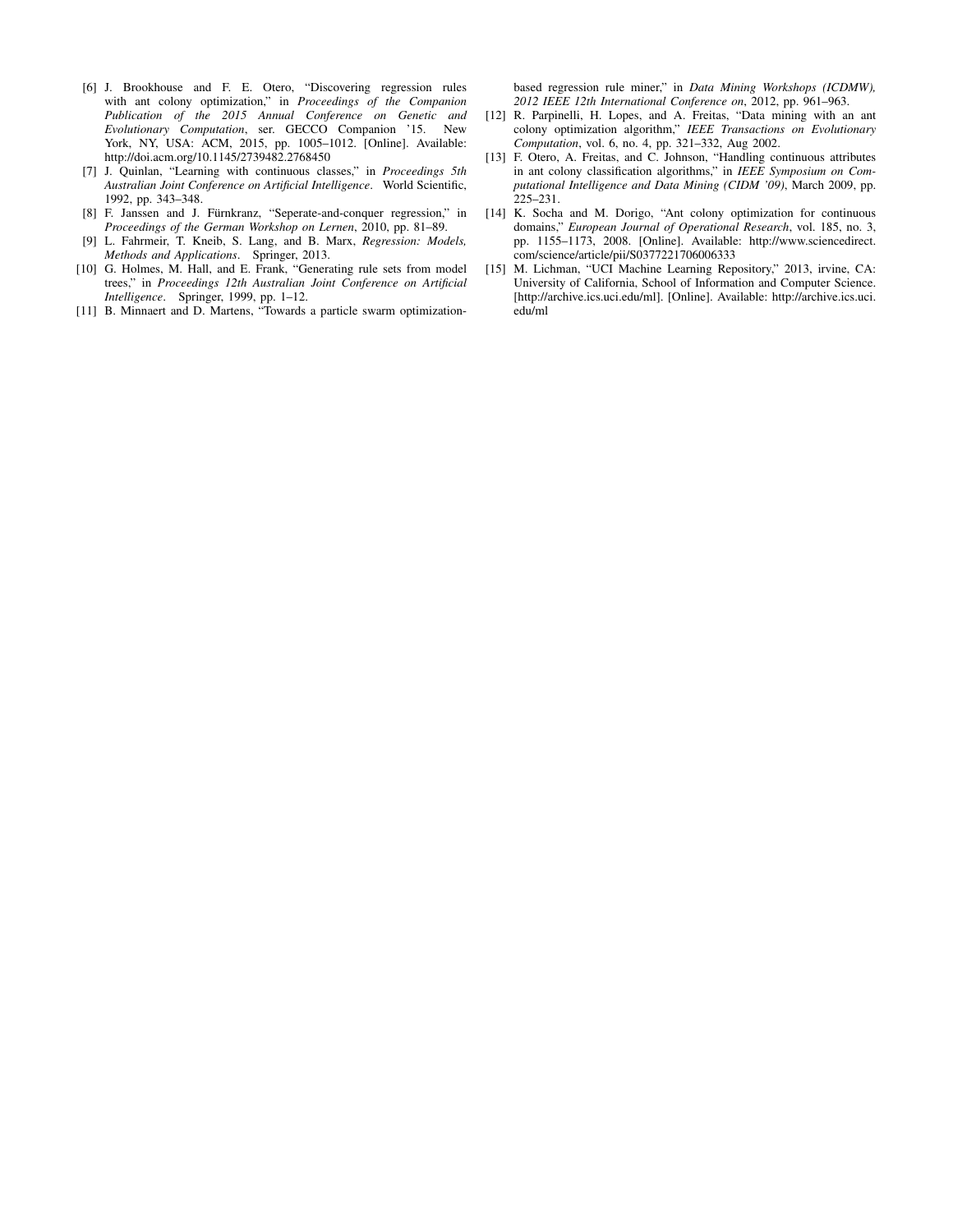[6] J. Brookhouse and F. E. Otero, "Discovering regression rules with ant colony optimization," in *Proceedings of the Companion Publication of the 2015 Annual Conference on Genetic and Evolutionary Computation*, ser. GECCO Companion '15. New York, NY, USA: ACM, 2015, pp. 1005–1012. [Online]. Available: http://doi.acm.org/10.1145/2739482.2768450

[7] J. Quinlan, "Learning with continuous classes," in *Proceedings 5th Australian Joint Conference on Artificial Intelligence*. World Scientific, 1992, pp. 343–348.

[8] F. Janssen and J. Fürnkranz, "Seperate-and-conquer regression," in *Proceedings of the German Workshop on Lernen*, 2010, pp. 81–89.

[9] L. Fahrmeir, T. Kneib, S. Lang, and B. Marx, *Regression: Models, Methods and Applications*. Springer, 2013.

[10] G. Holmes, M. Hall, and E. Frank, "Generating rule sets from model trees," in *Proceedings 12th Australian Joint Conference on Artificial Intelligence*. Springer, 1999, pp. 1–12.

[11] B. Minnaert and D. Martens, "Towards a particle swarm optimization-based regression rule miner," in *Data Mining Workshops (ICDMW), 2012 IEEE 12th International Conference on*, 2012, pp. 961–963.

[12] R. Parpinelli, H. Lopes, and A. Freitas, "Data mining with an ant colony optimization algorithm," *IEEE Transactions on Evolutionary Computation*, vol. 6, no. 4, pp. 321–332, Aug 2002.

[13] F. Otero, A. Freitas, and C. Johnson, "Handling continuous attributes in ant colony classification algorithms," in *IEEE Symposium on Computational Intelligence and Data Mining (CIDM '09)*, March 2009, pp. 225–231.

[14] K. Socha and M. Dorigo, "Ant colony optimization for continuous domains," *European Journal of Operational Research*, vol. 185, no. 3, pp. 1155–1173, 2008. [Online]. Available: http://www.sciencedirect.com/science/article/pii/S0377221706006333

[15] M. Lichman, "UCI Machine Learning Repository," 2013, irvine, CA: University of California, School of Information and Computer Science. [http://archive.ics.uci.edu/ml]. [Online]. Available: http://archive.ics.uci.edu/ml